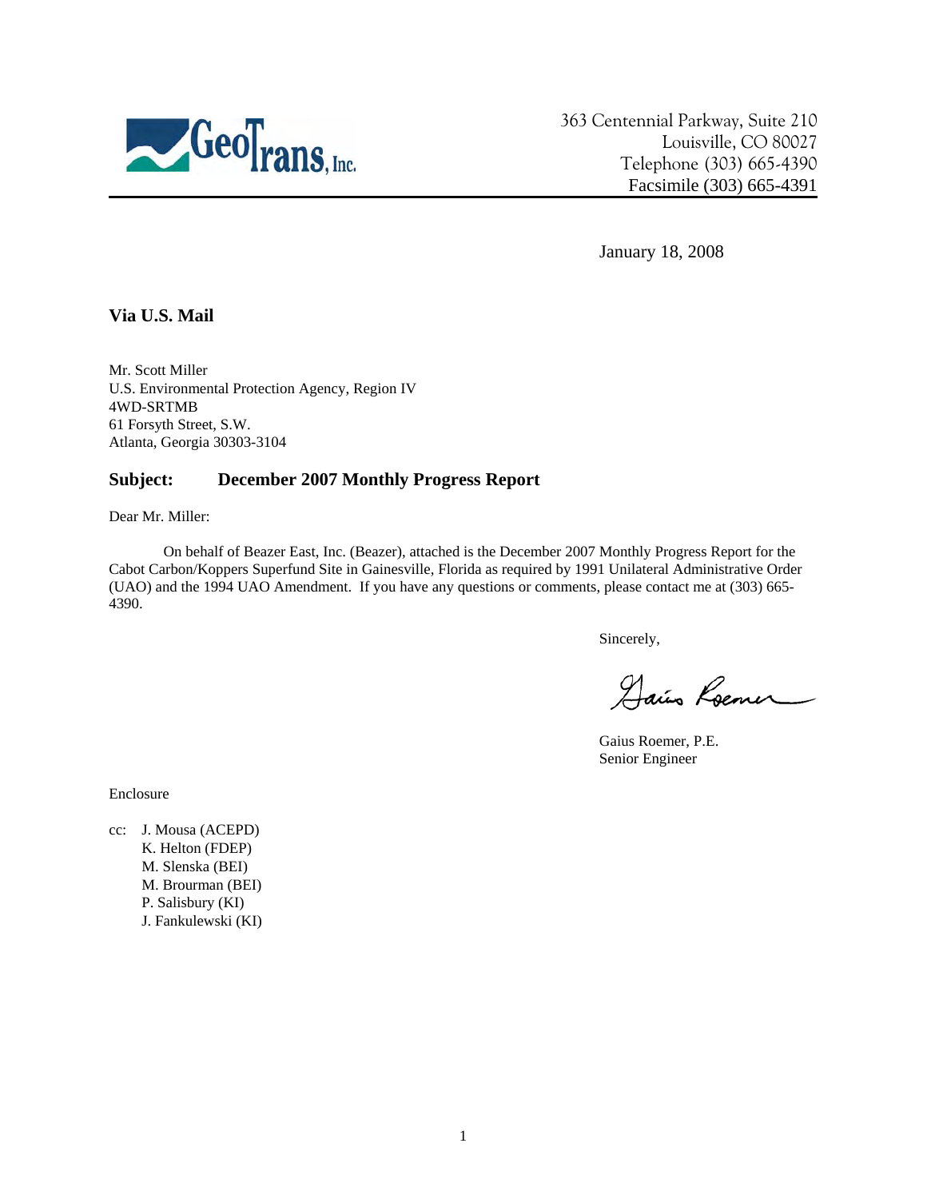GeoTrans, Inc.

363 Centennial Parkway, Suite 210
Louisville, CO 80027
Telephone (303) 665-4390
Facsimile (303) 665-4391

January 18, 2008

**Via U.S. Mail**

Mr. Scott Miller
U.S. Environmental Protection Agency, Region IV
4WD-SRTMB
61 Forsyth Street, S.W.
Atlanta, Georgia 30303-3104

**Subject: December 2007 Monthly Progress Report**

Dear Mr. Miller:

On behalf of Beazer East, Inc. (Beazer), attached is the December 2007 Monthly Progress Report for the Cabot Carbon/Koppers Superfund Site in Gainesville, Florida as required by 1991 Unilateral Administrative Order (UAO) and the 1994 UAO Amendment. If you have any questions or comments, please contact me at (303) 665-4390.

Sincerely,

Gaius Roemer, P.E.
Senior Engineer

Enclosure

cc: J. Mousa (ACEPD)
K. Helton (FDEP)
M. Slenska (BEI)
M. Brourman (BEI)
P. Salisbury (KI)
J. Fankulewski (KI)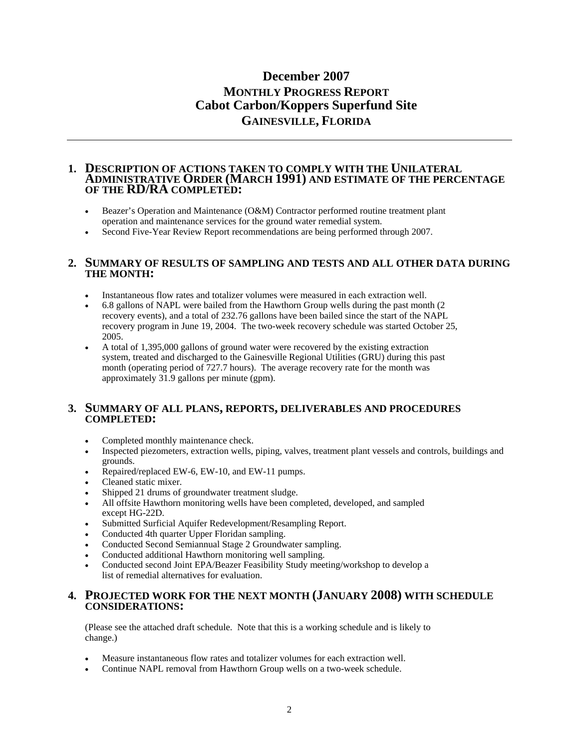# December 2007
## MONTHLY PROGRESS REPORT
## Cabot Carbon/Koppers Superfund Site
## GAINESVILLE, FLORIDA

---

### 1. DESCRIPTION OF ACTIONS TAKEN TO COMPLY WITH THE UNILATERAL ADMINISTRATIVE ORDER (MARCH 1991) AND ESTIMATE OF THE PERCENTAGE OF THE RD/RA COMPLETED:

- Beazer's Operation and Maintenance (O&M) Contractor performed routine treatment plant operation and maintenance services for the ground water remedial system.
- Second Five-Year Review Report recommendations are being performed through 2007.

### 2. SUMMARY OF RESULTS OF SAMPLING AND TESTS AND ALL OTHER DATA DURING THE MONTH:

- Instantaneous flow rates and totalizer volumes were measured in each extraction well.
- 6.8 gallons of NAPL were bailed from the Hawthorn Group wells during the past month (2 recovery events), and a total of 232.76 gallons have been bailed since the start of the NAPL recovery program in June 19, 2004. The two-week recovery schedule was started October 25, 2005.
- A total of 1,395,000 gallons of ground water were recovered by the existing extraction system, treated and discharged to the Gainesville Regional Utilities (GRU) during this past month (operating period of 727.7 hours). The average recovery rate for the month was approximately 31.9 gallons per minute (gpm).

### 3. SUMMARY OF ALL PLANS, REPORTS, DELIVERABLES AND PROCEDURES COMPLETED:

- Completed monthly maintenance check.
- Inspected piezometers, extraction wells, piping, valves, treatment plant vessels and controls, buildings and grounds.
- Repaired/replaced EW-6, EW-10, and EW-11 pumps.
- Cleaned static mixer.
- Shipped 21 drums of groundwater treatment sludge.
- All offsite Hawthorn monitoring wells have been completed, developed, and sampled except HG-22D.
- Submitted Surficial Aquifer Redevelopment/Resampling Report.
- Conducted 4th quarter Upper Floridan sampling.
- Conducted Second Semiannual Stage 2 Groundwater sampling.
- Conducted additional Hawthorn monitoring well sampling.
- Conducted second Joint EPA/Beazer Feasibility Study meeting/workshop to develop a list of remedial alternatives for evaluation.

### 4. PROJECTED WORK FOR THE NEXT MONTH (JANUARY 2008) WITH SCHEDULE CONSIDERATIONS:

(Please see the attached draft schedule. Note that this is a working schedule and is likely to change.)

- Measure instantaneous flow rates and totalizer volumes for each extraction well.
- Continue NAPL removal from Hawthorn Group wells on a two-week schedule.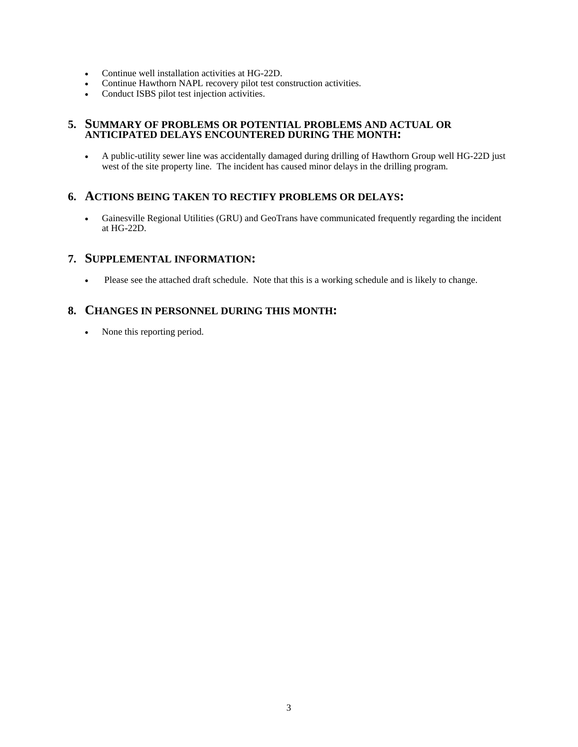- Continue well installation activities at HG-22D.
- Continue Hawthorn NAPL recovery pilot test construction activities.
- Conduct ISBS pilot test injection activities.

## 5. SUMMARY OF PROBLEMS OR POTENTIAL PROBLEMS AND ACTUAL OR ANTICIPATED DELAYS ENCOUNTERED DURING THE MONTH:

- A public-utility sewer line was accidentally damaged during drilling of Hawthorn Group well HG-22D just west of the site property line. The incident has caused minor delays in the drilling program.

## 6. ACTIONS BEING TAKEN TO RECTIFY PROBLEMS OR DELAYS:

- Gainesville Regional Utilities (GRU) and GeoTrans have communicated frequently regarding the incident at HG-22D.

## 7. SUPPLEMENTAL INFORMATION:

- Please see the attached draft schedule. Note that this is a working schedule and is likely to change.

## 8. CHANGES IN PERSONNEL DURING THIS MONTH:

- None this reporting period.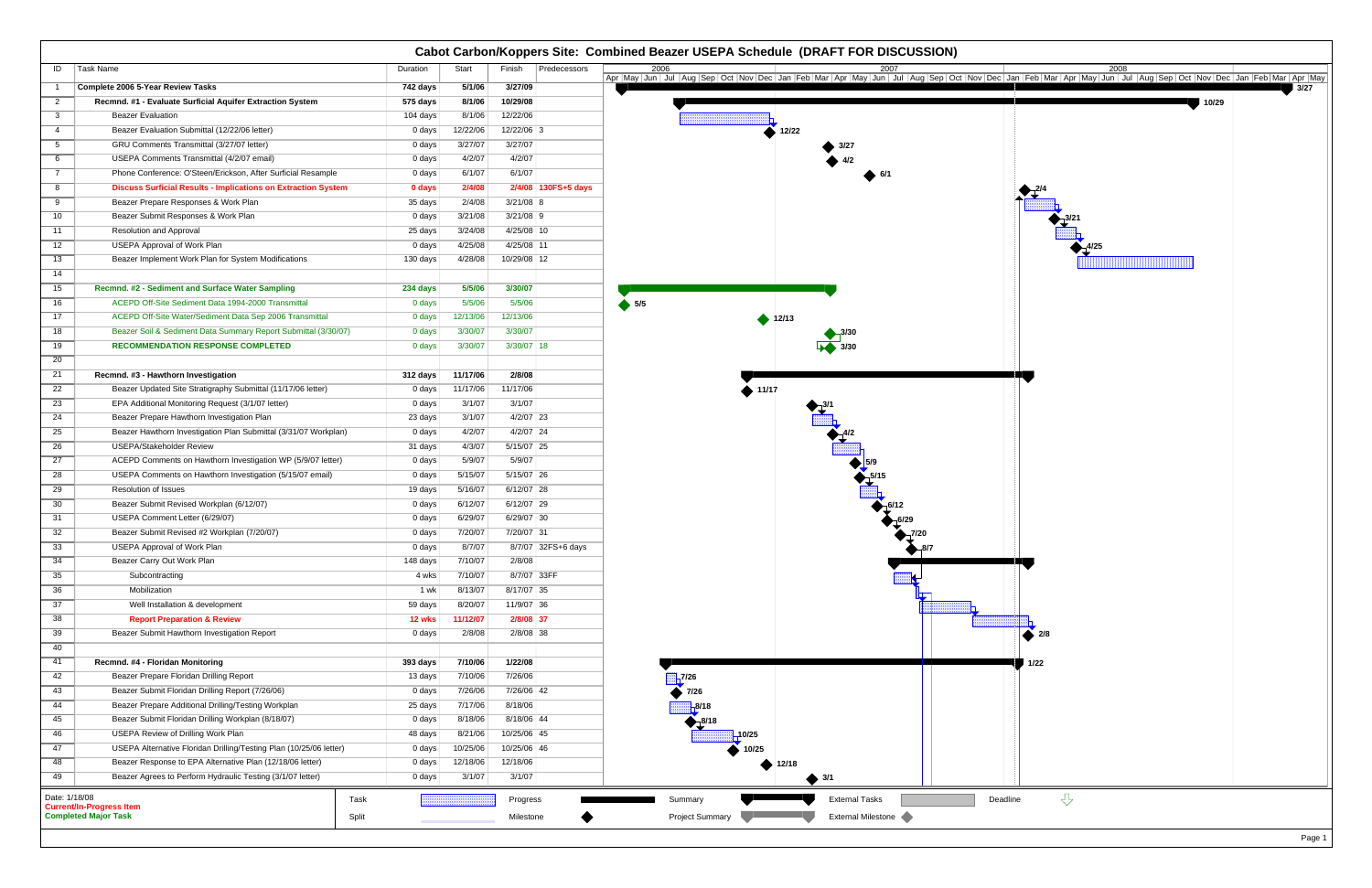# Cabot Carbon/Koppers Site: Combined Beazer USEPA Schedule (DRAFT FOR DISCUSSION)

| ID | Task Name | Duration | Start | Finish | Predecessors |
|---|---|---|---|---|---|
| 1 | **Complete 2006 5-Year Review Tasks** | **742 days** | **5/1/06** | **3/27/09** | |
| 2 | **Recmnd. #1 - Evaluate Surficial Aquifer Extraction System** | **575 days** | **8/1/06** | **10/29/08** | |
| 3 | Beazer Evaluation | 104 days | 8/1/06 | 12/22/06 | |
| 4 | Beazer Evaluation Submittal (12/22/06 letter) | 0 days | 12/22/06 | 12/22/06 | 3 |
| 5 | GRU Comments Transmittal (3/27/07 letter) | 0 days | 3/27/07 | 3/27/07 | |
| 6 | USEPA Comments Transmittal (4/2/07 email) | 0 days | 4/2/07 | 4/2/07 | |
| 7 | Phone Conference: O'Steen/Erickson, After Surficial Resample | 0 days | 6/1/07 | 6/1/07 | |
| 8 | **Discuss Surficial Results - Implications on Extraction System** | **0 days** | **2/4/08** | **2/4/08** | **130FS+5 days** |
| 9 | Beazer Prepare Responses & Work Plan | 35 days | 2/4/08 | 3/21/08 | 8 |
| 10 | Beazer Submit Responses & Work Plan | 0 days | 3/21/08 | 3/21/08 | 9 |
| 11 | Resolution and Approval | 25 days | 3/24/08 | 4/25/08 | 10 |
| 12 | USEPA Approval of Work Plan | 0 days | 4/25/08 | 4/25/08 | 11 |
| 13 | Beazer Implement Work Plan for System Modifications | 130 days | 4/28/08 | 10/29/08 | 12 |
| 14 | | | | | |
| 15 | **Recmnd. #2 - Sediment and Surface Water Sampling** | **234 days** | **5/5/06** | **3/30/07** | |
| 16 | ACEPD Off-Site Sediment Data 1994-2000 Transmittal | 0 days | 5/5/06 | 5/5/06 | |
| 17 | ACEPD Off-Site Water/Sediment Data Sep 2006 Transmittal | 0 days | 12/13/06 | 12/13/06 | |
| 18 | Beazer Soil & Sediment Data Summary Report Submittal (3/30/07) | 0 days | 3/30/07 | 3/30/07 | |
| 19 | **RECOMMENDATION RESPONSE COMPLETED** | 0 days | 3/30/07 | 3/30/07 | 18 |
| 20 | | | | | |
| 21 | **Recmnd. #3 - Hawthorn Investigation** | **312 days** | **11/17/06** | **2/8/08** | |
| 22 | Beazer Updated Site Stratigraphy Submittal (11/17/06 letter) | 0 days | 11/17/06 | 11/17/06 | |
| 23 | EPA Additional Monitoring Request (3/1/07 letter) | 0 days | 3/1/07 | 3/1/07 | |
| 24 | Beazer Prepare Hawthorn Investigation Plan | 23 days | 3/1/07 | 4/2/07 | 23 |
| 25 | Beazer Hawthorn Investigation Plan Submittal (3/31/07 Workplan) | 0 days | 4/2/07 | 4/2/07 | 24 |
| 26 | USEPA/Stakeholder Review | 31 days | 4/3/07 | 5/15/07 | 25 |
| 27 | ACEPD Comments on Hawthorn Investigation WP (5/9/07 letter) | 0 days | 5/9/07 | 5/9/07 | |
| 28 | USEPA Comments on Hawthorn Investigation (5/15/07 email) | 0 days | 5/15/07 | 5/15/07 | 26 |
| 29 | Resolution of Issues | 19 days | 5/16/07 | 6/12/07 | 28 |
| 30 | Beazer Submit Revised Workplan (6/12/07) | 0 days | 6/12/07 | 6/12/07 | 29 |
| 31 | USEPA Comment Letter (6/29/07) | 0 days | 6/29/07 | 6/29/07 | 30 |
| 32 | Beazer Submit Revised #2 Workplan (7/20/07) | 0 days | 7/20/07 | 7/20/07 | 31 |
| 33 | USEPA Approval of Work Plan | 0 days | 8/7/07 | 8/7/07 | 32FS+6 days |
| 34 | Beazer Carry Out Work Plan | 148 days | 7/10/07 | 2/8/08 | |
| 35 | Subcontracting | 4 wks | 7/10/07 | 8/7/07 | 33FF |
| 36 | Mobilization | 1 wk | 8/13/07 | 8/17/07 | 35 |
| 37 | Well Installation & development | 59 days | 8/20/07 | 11/9/07 | 36 |
| 38 | **Report Preparation & Review** | **12 wks** | **11/12/07** | **2/8/08** | **37** |
| 39 | Beazer Submit Hawthorn Investigation Report | 0 days | 2/8/08 | 2/8/08 | 38 |
| 40 | | | | | |
| 41 | **Recmnd. #4 - Floridan Monitoring** | **393 days** | **7/10/06** | **1/22/08** | |
| 42 | Beazer Prepare Floridan Drilling Report | 13 days | 7/10/06 | 7/26/06 | |
| 43 | Beazer Submit Floridan Drilling Report (7/26/06) | 0 days | 7/26/06 | 7/26/06 | 42 |
| 44 | Beazer Prepare Additional Drilling/Testing Workplan | 25 days | 7/17/06 | 8/18/06 | |
| 45 | Beazer Submit Floridan Drilling Workplan (8/18/07) | 0 days | 8/18/06 | 8/18/06 | 44 |
| 46 | USEPA Review of Drilling Work Plan | 48 days | 8/21/06 | 10/25/06 | 45 |
| 47 | USEPA Alternative Floridan Drilling/Testing Plan (10/25/06 letter) | 0 days | 10/25/06 | 10/25/06 | 46 |
| 48 | Beazer Response to EPA Alternative Plan (12/18/06 letter) | 0 days | 12/18/06 | 12/18/06 | |
| 49 | Beazer Agrees to Perform Hydraulic Testing (3/1/07 letter) | 0 days | 3/1/07 | 3/1/07 | |

Date: 1/18/08
**Current/In-Progress Item**
**Completed Major Task**

Legend: Task, Split, Progress, Milestone, Summary, Project Summary, External Tasks, External Milestone, Deadline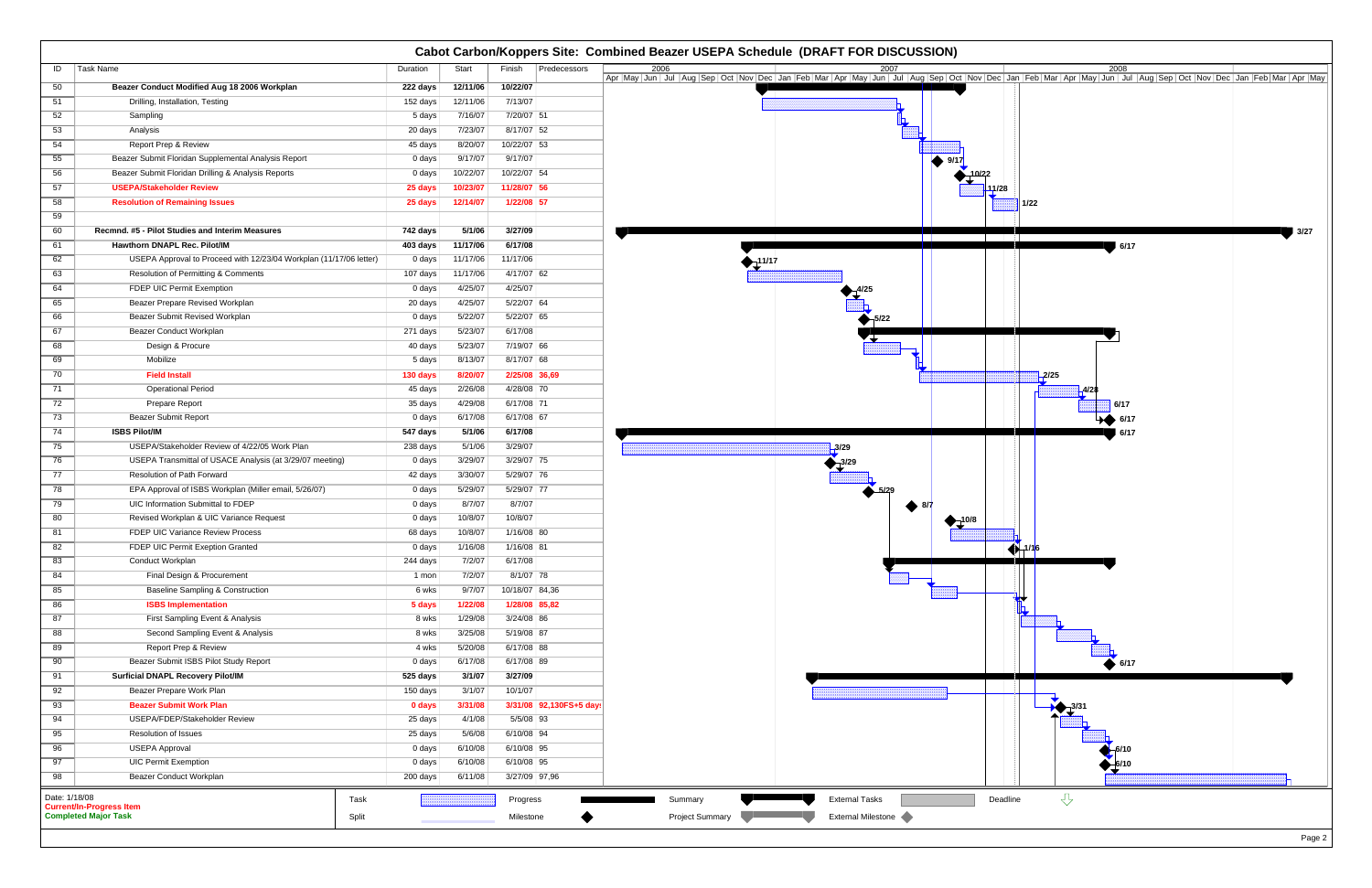# Cabot Carbon/Koppers Site: Combined Beazer USEPA Schedule (DRAFT FOR DISCUSSION)

| ID | Task Name | Duration | Start | Finish | Predecessors |
|---|---|---|---|---|---|
| 50 | **Beazer Conduct Modified Aug 18 2006 Workplan** | **222 days** | **12/11/06** | **10/22/07** | |
| 51 | Drilling, Installation, Testing | 152 days | 12/11/06 | 7/13/07 | |
| 52 | Sampling | 5 days | 7/16/07 | 7/20/07 | 51 |
| 53 | Analysis | 20 days | 7/23/07 | 8/17/07 | 52 |
| 54 | Report Prep & Review | 45 days | 8/20/07 | 10/22/07 | 53 |
| 55 | Beazer Submit Floridan Supplemental Analysis Report | 0 days | 9/17/07 | 9/17/07 | |
| 56 | Beazer Submit Floridan Drilling & Analysis Reports | 0 days | 10/22/07 | 10/22/07 | 54 |
| 57 | **USEPA/Stakeholder Review** | **25 days** | **10/23/07** | **11/28/07** | **56** |
| 58 | **Resolution of Remaining Issues** | **25 days** | **12/14/07** | **1/22/08** | **57** |
| 59 | | | | | |
| 60 | **Recmnd. #5 - Pilot Studies and Interim Measures** | **742 days** | **5/1/06** | **3/27/09** | |
| 61 | **Hawthorn DNAPL Rec. Pilot/IM** | **403 days** | **11/17/06** | **6/17/08** | |
| 62 | USEPA Approval to Proceed with 12/23/04 Workplan (11/17/06 letter) | 0 days | 11/17/06 | 11/17/06 | |
| 63 | Resolution of Permitting & Comments | 107 days | 11/17/06 | 4/17/07 | 62 |
| 64 | FDEP UIC Permit Exemption | 0 days | 4/25/07 | 4/25/07 | |
| 65 | Beazer Prepare Revised Workplan | 20 days | 4/25/07 | 5/22/07 | 64 |
| 66 | Beazer Submit Revised Workplan | 0 days | 5/22/07 | 5/22/07 | 65 |
| 67 | Beazer Conduct Workplan | 271 days | 5/23/07 | 6/17/08 | |
| 68 | Design & Procure | 40 days | 5/23/07 | 7/19/07 | 66 |
| 69 | Mobilize | 5 days | 8/13/07 | 8/17/07 | 68 |
| 70 | **Field Install** | **130 days** | **8/20/07** | **2/25/08** | **36,69** |
| 71 | Operational Period | 45 days | 2/26/08 | 4/28/08 | 70 |
| 72 | Prepare Report | 35 days | 4/29/08 | 6/17/08 | 71 |
| 73 | Beazer Submit Report | 0 days | 6/17/08 | 6/17/08 | 67 |
| 74 | **ISBS Pilot/IM** | **547 days** | **5/1/06** | **6/17/08** | |
| 75 | USEPA/Stakeholder Review of 4/22/05 Work Plan | 238 days | 5/1/06 | 3/29/07 | |
| 76 | USEPA Transmittal of USACE Analysis (at 3/29/07 meeting) | 0 days | 3/29/07 | 3/29/07 | 75 |
| 77 | Resolution of Path Forward | 42 days | 3/30/07 | 5/29/07 | 76 |
| 78 | EPA Approval of ISBS Workplan (Miller email, 5/26/07) | 0 days | 5/29/07 | 5/29/07 | 77 |
| 79 | UIC Information Submittal to FDEP | 0 days | 8/7/07 | 8/7/07 | |
| 80 | Revised Workplan & UIC Variance Request | 0 days | 10/8/07 | 10/8/07 | |
| 81 | FDEP UIC Variance Review Process | 68 days | 10/8/07 | 1/16/08 | 80 |
| 82 | FDEP UIC Permit Exeption Granted | 0 days | 1/16/08 | 1/16/08 | 81 |
| 83 | Conduct Workplan | 244 days | 7/2/07 | 6/17/08 | |
| 84 | Final Design & Procurement | 1 mon | 7/2/07 | 8/1/07 | 78 |
| 85 | Baseline Sampling & Construction | 6 wks | 9/7/07 | 10/18/07 | 84,36 |
| 86 | **ISBS Implementation** | **5 days** | **1/22/08** | **1/28/08** | **85,82** |
| 87 | First Sampling Event & Analysis | 8 wks | 1/29/08 | 3/24/08 | 86 |
| 88 | Second Sampling Event & Analysis | 8 wks | 3/25/08 | 5/19/08 | 87 |
| 89 | Report Prep & Review | 4 wks | 5/20/08 | 6/17/08 | 88 |
| 90 | Beazer Submit ISBS Pilot Study Report | 0 days | 6/17/08 | 6/17/08 | 89 |
| 91 | **Surficial DNAPL Recovery Pilot/IM** | **525 days** | **3/1/07** | **3/27/09** | |
| 92 | Beazer Prepare Work Plan | 150 days | 3/1/07 | 10/1/07 | |
| 93 | **Beazer Submit Work Plan** | **0 days** | **3/31/08** | **3/31/08** | **92,130FS+5 days** |
| 94 | USEPA/FDEP/Stakeholder Review | 25 days | 4/1/08 | 5/5/08 | 93 |
| 95 | Resolution of Issues | 25 days | 5/6/08 | 6/10/08 | 94 |
| 96 | USEPA Approval | 0 days | 6/10/08 | 6/10/08 | 95 |
| 97 | UIC Permit Exemption | 0 days | 6/10/08 | 6/10/08 | 95 |
| 98 | Beazer Conduct Workplan | 200 days | 6/11/08 | 3/27/09 | 97,96 |

Date: 1/18/08
**Current/In-Progress Item**
**Completed Major Task**

Legend: Task, Split, Progress, Milestone, Summary, Project Summary, External Tasks, External Milestone, Deadline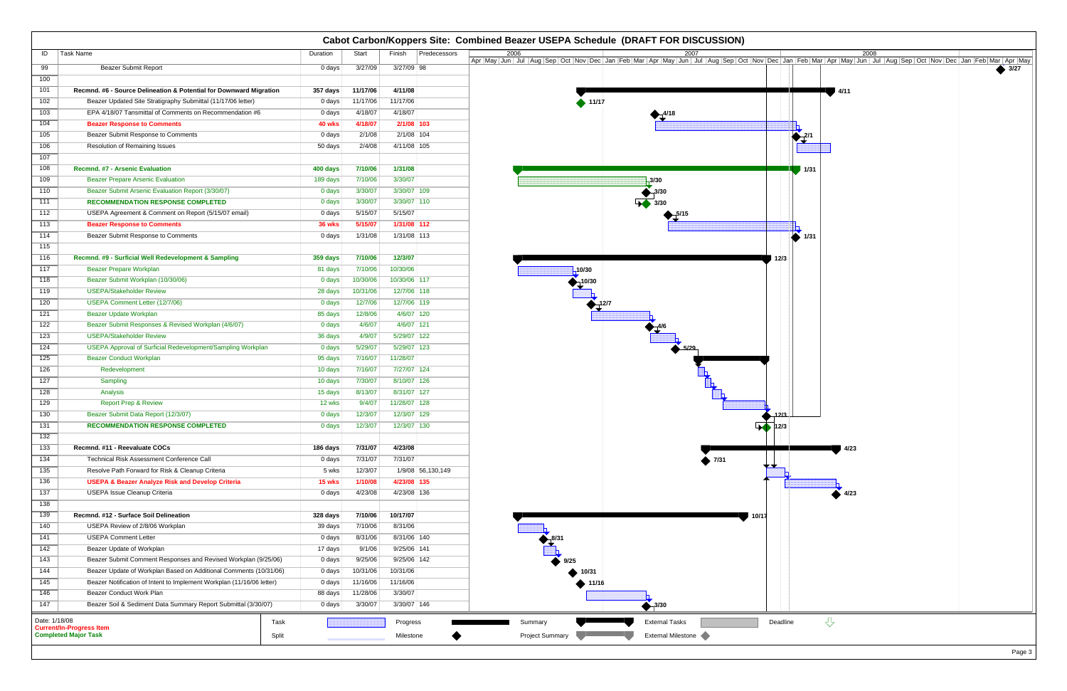## Cabot Carbon/Koppers Site: Combined Beazer USEPA Schedule (DRAFT FOR DISCUSSION)

| ID | Task Name | Duration | Start | Finish | Predecessors |
|---|---|---|---|---|---|
| 99 | Beazer Submit Report | 0 days | 3/27/09 | 3/27/09 | 98 |
| 100 | | | | | |
| 101 | **Recmnd. #6 - Source Delineation & Potential for Downward Migration** | **357 days** | **11/17/06** | **4/11/08** | |
| 102 | Beazer Updated Site Stratigraphy Submittal (11/17/06 letter) | 0 days | 11/17/06 | 11/17/06 | |
| 103 | EPA 4/18/07 Tansmittal of Comments on Recommendation #6 | 0 days | 4/18/07 | 4/18/07 | |
| 104 | **Beazer Response to Comments** | **40 wks** | **4/18/07** | **2/1/08** | **103** |
| 105 | Beazer Submit Response to Comments | 0 days | 2/1/08 | 2/1/08 | 104 |
| 106 | Resolution of Remaining Issues | 50 days | 2/4/08 | 4/11/08 | 105 |
| 107 | | | | | |
| 108 | **Recmnd. #7 - Arsenic Evaluation** | **400 days** | **7/10/06** | **1/31/08** | |
| 109 | Beazer Prepare Arsenic Evaluation | 189 days | 7/10/06 | 3/30/07 | |
| 110 | Beazer Submit Arsenic Evaluation Report (3/30/07) | 0 days | 3/30/07 | 3/30/07 | 109 |
| 111 | **RECOMMENDATION RESPONSE COMPLETED** | 0 days | 3/30/07 | 3/30/07 | 110 |
| 112 | USEPA Agreement & Comment on Report (5/15/07 email) | 0 days | 5/15/07 | 5/15/07 | |
| 113 | **Beazer Response to Comments** | **36 wks** | **5/15/07** | **1/31/08** | **112** |
| 114 | Beazer Submit Response to Comments | 0 days | 1/31/08 | 1/31/08 | 113 |
| 115 | | | | | |
| 116 | **Recmnd. #9 - Surficial Well Redevelopment & Sampling** | **359 days** | **7/10/06** | **12/3/07** | |
| 117 | Beazer Prepare Workplan | 81 days | 7/10/06 | 10/30/06 | |
| 118 | Beazer Submit Workplan (10/30/06) | 0 days | 10/30/06 | 10/30/06 | 117 |
| 119 | USEPA/Stakeholder Review | 28 days | 10/31/06 | 12/7/06 | 118 |
| 120 | USEPA Comment Letter (12/7/06) | 0 days | 12/7/06 | 12/7/06 | 119 |
| 121 | Beazer Update Workplan | 85 days | 12/8/06 | 4/6/07 | 120 |
| 122 | Beazer Submit Responses & Revised Workplan (4/6/07) | 0 days | 4/6/07 | 4/6/07 | 121 |
| 123 | USEPA/Stakeholder Review | 36 days | 4/9/07 | 5/29/07 | 122 |
| 124 | USEPA Approval of Surficial Redevelopment/Sampling Workplan | 0 days | 5/29/07 | 5/29/07 | 123 |
| 125 | Beazer Conduct Workplan | 95 days | 7/16/07 | 11/28/07 | |
| 126 | Redevelopment | 10 days | 7/16/07 | 7/27/07 | 124 |
| 127 | Sampling | 10 days | 7/30/07 | 8/10/07 | 126 |
| 128 | Analysis | 15 days | 8/13/07 | 8/31/07 | 127 |
| 129 | Report Prep & Review | 12 wks | 9/4/07 | 11/28/07 | 128 |
| 130 | Beazer Submit Data Report (12/3/07) | 0 days | 12/3/07 | 12/3/07 | 129 |
| 131 | **RECOMMENDATION RESPONSE COMPLETED** | 0 days | 12/3/07 | 12/3/07 | 130 |
| 132 | | | | | |
| 133 | **Recmnd. #11 - Reevaluate COCs** | **186 days** | **7/31/07** | **4/23/08** | |
| 134 | Technical Risk Assessment Conference Call | 0 days | 7/31/07 | 7/31/07 | |
| 135 | Resolve Path Forward for Risk & Cleanup Criteria | 5 wks | 12/3/07 | 1/9/08 | 56,130,149 |
| 136 | **USEPA & Beazer Analyze Risk and Develop Criteria** | **15 wks** | **1/10/08** | **4/23/08** | **135** |
| 137 | USEPA Issue Cleanup Criteria | 0 days | 4/23/08 | 4/23/08 | 136 |
| 138 | | | | | |
| 139 | **Recmnd. #12 - Surface Soil Delineation** | **328 days** | **7/10/06** | **10/17/07** | |
| 140 | USEPA Review of 2/8/06 Workplan | 39 days | 7/10/06 | 8/31/06 | |
| 141 | USEPA Comment Letter | 0 days | 8/31/06 | 8/31/06 | 140 |
| 142 | Beazer Update of Workplan | 17 days | 9/1/06 | 9/25/06 | 141 |
| 143 | Beazer Submit Comment Responses and Revised Workplan (9/25/06) | 0 days | 9/25/06 | 9/25/06 | 142 |
| 144 | Beazer Update of Workplan Based on Additional Comments (10/31/06) | 0 days | 10/31/06 | 10/31/06 | |
| 145 | Beazer Notification of Intent to Implement Workplan (11/16/06 letter) | 0 days | 11/16/06 | 11/16/06 | |
| 146 | Beazer Conduct Work Plan | 88 days | 11/28/06 | 3/30/07 | |
| 147 | Beazer Soil & Sediment Data Summary Report Submittal (3/30/07) | 0 days | 3/30/07 | 3/30/07 | 146 |

Date: 1/18/08
**Current/In-Progress Item**
**Completed Major Task**

Legend: Task, Split, Progress, Milestone, Summary, Project Summary, External Tasks, External Milestone, Deadline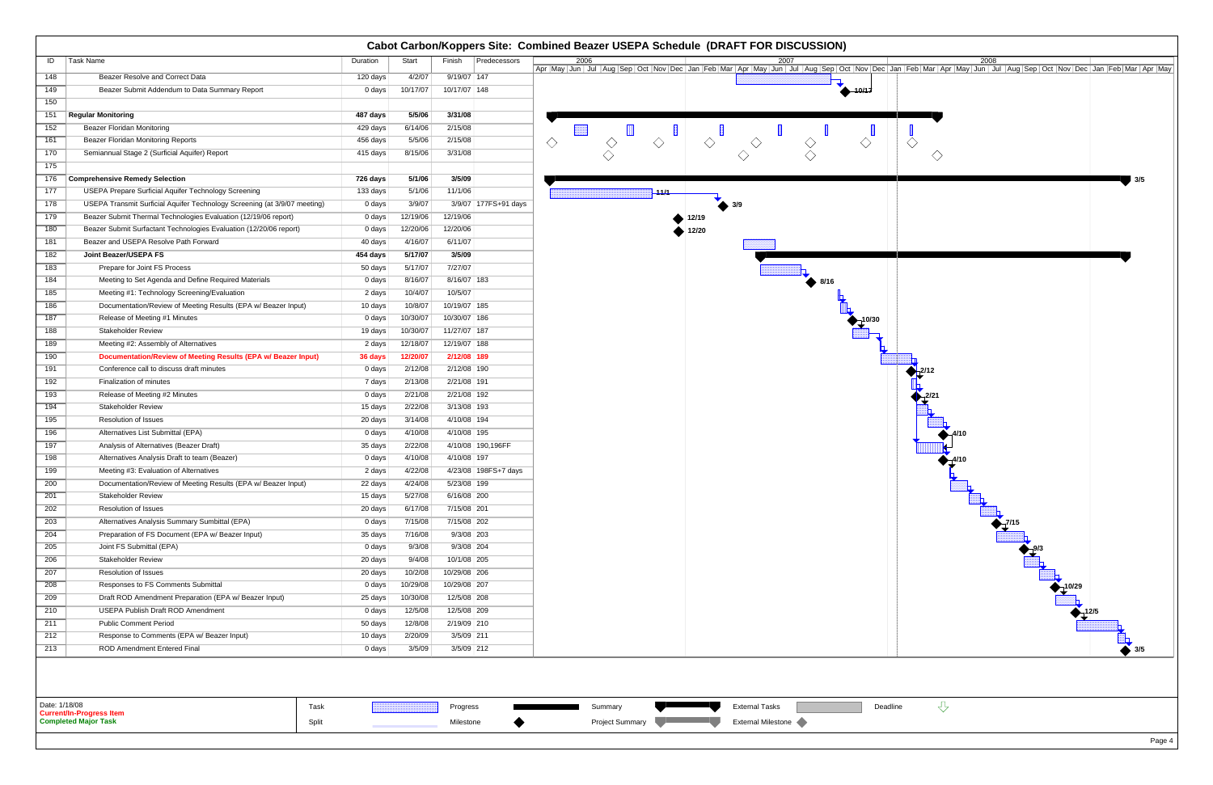# Cabot Carbon/Koppers Site: Combined Beazer USEPA Schedule (DRAFT FOR DISCUSSION)

| ID | Task Name | Duration | Start | Finish | Predecessors |
|---|---|---|---|---|---|
| 148 | Beazer Resolve and Correct Data | 120 days | 4/2/07 | 9/19/07 | 147 |
| 149 | Beazer Submit Addendum to Data Summary Report | 0 days | 10/17/07 | 10/17/07 | 148 |
| 150 | | | | | |
| 151 | **Regular Monitoring** | **487 days** | **5/5/06** | **3/31/08** | |
| 152 | Beazer Floridan Monitoring | 429 days | 6/14/06 | 2/15/08 | |
| 161 | Beazer Floridan Monitoring Reports | 456 days | 5/5/06 | 2/15/08 | |
| 170 | Semiannual Stage 2 (Surficial Aquifer) Report | 415 days | 8/15/06 | 3/31/08 | |
| 175 | | | | | |
| 176 | **Comprehensive Remedy Selection** | **726 days** | **5/1/06** | **3/5/09** | |
| 177 | USEPA Prepare Surficial Aquifer Technology Screening | 133 days | 5/1/06 | 11/1/06 | |
| 178 | USEPA Transmit Surficial Aquifer Technology Screening (at 3/9/07 meeting) | 0 days | 3/9/07 | 3/9/07 | 177FS+91 days |
| 179 | Beazer Submit Thermal Technologies Evaluation (12/19/06 report) | 0 days | 12/19/06 | 12/19/06 | |
| 180 | Beazer Submit Surfactant Technologies Evaluation (12/20/06 report) | 0 days | 12/20/06 | 12/20/06 | |
| 181 | Beazer and USEPA Resolve Path Forward | 40 days | 4/16/07 | 6/11/07 | |
| 182 | **Joint Beazer/USEPA FS** | **454 days** | **5/17/07** | **3/5/09** | |
| 183 | Prepare for Joint FS Process | 50 days | 5/17/07 | 7/27/07 | |
| 184 | Meeting to Set Agenda and Define Required Materials | 0 days | 8/16/07 | 8/16/07 | 183 |
| 185 | Meeting #1: Technology Screening/Evaluation | 2 days | 10/4/07 | 10/5/07 | |
| 186 | Documentation/Review of Meeting Results (EPA w/ Beazer Input) | 10 days | 10/8/07 | 10/19/07 | 185 |
| 187 | Release of Meeting #1 Minutes | 0 days | 10/30/07 | 10/30/07 | 186 |
| 188 | Stakeholder Review | 19 days | 10/30/07 | 11/27/07 | 187 |
| 189 | Meeting #2: Assembly of Alternatives | 2 days | 12/18/07 | 12/19/07 | 188 |
| 190 | **Documentation/Review of Meeting Results (EPA w/ Beazer Input)** | **36 days** | **12/20/07** | **2/12/08** | **189** |
| 191 | Conference call to discuss draft minutes | 0 days | 2/12/08 | 2/12/08 | 190 |
| 192 | Finalization of minutes | 7 days | 2/13/08 | 2/21/08 | 191 |
| 193 | Release of Meeting #2 Minutes | 0 days | 2/21/08 | 2/21/08 | 192 |
| 194 | Stakeholder Review | 15 days | 2/22/08 | 3/13/08 | 193 |
| 195 | Resolution of Issues | 20 days | 3/14/08 | 4/10/08 | 194 |
| 196 | Alternatives List Submittal (EPA) | 0 days | 4/10/08 | 4/10/08 | 195 |
| 197 | Analysis of Alternatives (Beazer Draft) | 35 days | 2/22/08 | 4/10/08 | 190,196FF |
| 198 | Alternatives Analysis Draft to team (Beazer) | 0 days | 4/10/08 | 4/10/08 | 197 |
| 199 | Meeting #3: Evaluation of Alternatives | 2 days | 4/22/08 | 4/23/08 | 198FS+7 days |
| 200 | Documentation/Review of Meeting Results (EPA w/ Beazer Input) | 22 days | 4/24/08 | 5/23/08 | 199 |
| 201 | Stakeholder Review | 15 days | 5/27/08 | 6/16/08 | 200 |
| 202 | Resolution of Issues | 20 days | 6/17/08 | 7/15/08 | 201 |
| 203 | Alternatives Analysis Summary Sumbittal (EPA) | 0 days | 7/15/08 | 7/15/08 | 202 |
| 204 | Preparation of FS Document (EPA w/ Beazer Input) | 35 days | 7/16/08 | 9/3/08 | 203 |
| 205 | Joint FS Submittal (EPA) | 0 days | 9/3/08 | 9/3/08 | 204 |
| 206 | Stakeholder Review | 20 days | 9/4/08 | 10/1/08 | 205 |
| 207 | Resolution of Issues | 20 days | 10/2/08 | 10/29/08 | 206 |
| 208 | Responses to FS Comments Submittal | 0 days | 10/29/08 | 10/29/08 | 207 |
| 209 | Draft ROD Amendment Preparation (EPA w/ Beazer Input) | 25 days | 10/30/08 | 12/5/08 | 208 |
| 210 | USEPA Publish Draft ROD Amendment | 0 days | 12/5/08 | 12/5/08 | 209 |
| 211 | Public Comment Period | 50 days | 12/8/08 | 2/19/09 | 210 |
| 212 | Response to Comments (EPA w/ Beazer Input) | 10 days | 2/20/09 | 3/5/09 | 211 |
| 213 | ROD Amendment Entered Final | 0 days | 3/5/09 | 3/5/09 | 212 |

2006 | 2007 | 2008

Apr May Jun Jul Aug Sep Oct Nov Dec Jan Feb Mar Apr May Jun Jul Aug Sep Oct Nov Dec Jan Feb Mar Apr May Jun Jul Aug Sep Oct Nov Dec Jan Feb Mar Apr May

10/17, 3/5, 11/1, 3/9, 12/19, 12/20, 8/16, 10/30, 2/12, 2/21, 4/10, 4/10, 7/15, 9/3, 10/29, 12/5, 3/5

Date: 1/18/08
Current/In-Progress Item
Completed Major Task

Task | Progress | Summary | External Tasks | Deadline
Split | Milestone | Project Summary | External Milestone